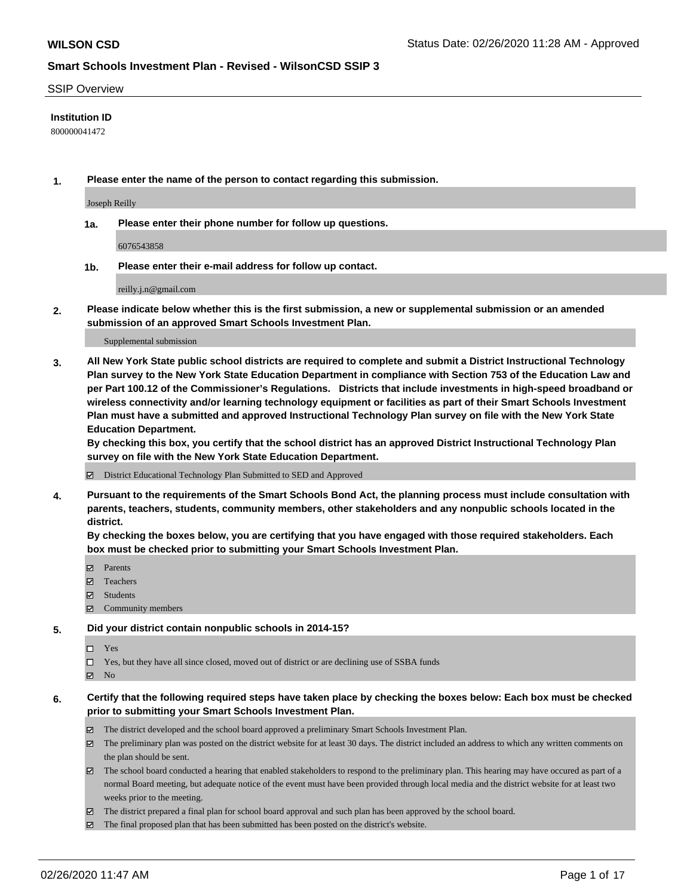**WILSON CSD**

Status Date: 02/26/2020 11:28 AM - Approved

**Smart Schools Investment Plan - Revised - WilsonCSD SSIP 3**

SSIP Overview

**Institution ID**

800000041472

**1. Please enter the name of the person to contact regarding this submission.**

Joseph Reilly

**1a. Please enter their phone number for follow up questions.**

6076543858

**1b. Please enter their e-mail address for follow up contact.**

reilly.j.n@gmail.com

**2. Please indicate below whether this is the first submission, a new or supplemental submission or an amended submission of an approved Smart Schools Investment Plan.**

Supplemental submission

**3. All New York State public school districts are required to complete and submit a District Instructional Technology Plan survey to the New York State Education Department in compliance with Section 753 of the Education Law and per Part 100.12 of the Commissioner's Regulations. Districts that include investments in high-speed broadband or wireless connectivity and/or learning technology equipment or facilities as part of their Smart Schools Investment Plan must have a submitted and approved Instructional Technology Plan survey on file with the New York State Education Department.**
**By checking this box, you certify that the school district has an approved District Instructional Technology Plan survey on file with the New York State Education Department.**

- [x] District Educational Technology Plan Submitted to SED and Approved

**4. Pursuant to the requirements of the Smart Schools Bond Act, the planning process must include consultation with parents, teachers, students, community members, other stakeholders and any nonpublic schools located in the district.**
**By checking the boxes below, you are certifying that you have engaged with those required stakeholders. Each box must be checked prior to submitting your Smart Schools Investment Plan.**

- [x] Parents
- [x] Teachers
- [x] Students
- [x] Community members

**5. Did your district contain nonpublic schools in 2014-15?**

- [ ] Yes
- [ ] Yes, but they have all since closed, moved out of district or are declining use of SSBA funds
- [x] No

**6. Certify that the following required steps have taken place by checking the boxes below: Each box must be checked prior to submitting your Smart Schools Investment Plan.**

- [x] The district developed and the school board approved a preliminary Smart Schools Investment Plan.
- [x] The preliminary plan was posted on the district website for at least 30 days. The district included an address to which any written comments on the plan should be sent.
- [x] The school board conducted a hearing that enabled stakeholders to respond to the preliminary plan. This hearing may have occured as part of a normal Board meeting, but adequate notice of the event must have been provided through local media and the district website for at least two weeks prior to the meeting.
- [x] The district prepared a final plan for school board approval and such plan has been approved by the school board.
- [x] The final proposed plan that has been submitted has been posted on the district's website.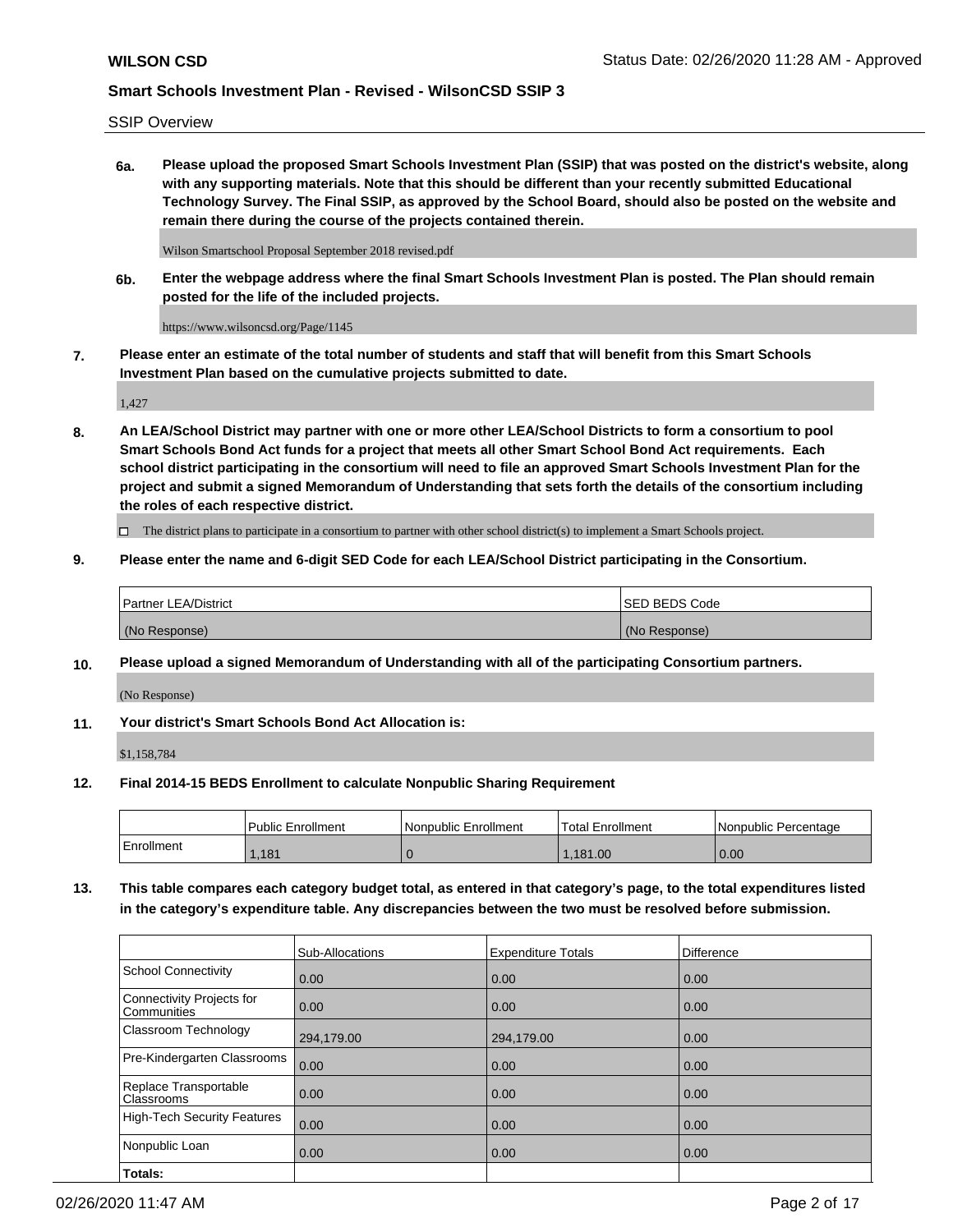SSIP Overview

**6a. Please upload the proposed Smart Schools Investment Plan (SSIP) that was posted on the district's website, along with any supporting materials. Note that this should be different than your recently submitted Educational Technology Survey. The Final SSIP, as approved by the School Board, should also be posted on the website and remain there during the course of the projects contained therein.**

Wilson Smartschool Proposal September 2018 revised.pdf

**6b. Enter the webpage address where the final Smart Schools Investment Plan is posted. The Plan should remain posted for the life of the included projects.**

https://www.wilsoncsd.org/Page/1145

**7. Please enter an estimate of the total number of students and staff that will benefit from this Smart Schools Investment Plan based on the cumulative projects submitted to date.**

1,427

**8. An LEA/School District may partner with one or more other LEA/School Districts to form a consortium to pool Smart Schools Bond Act funds for a project that meets all other Smart School Bond Act requirements. Each school district participating in the consortium will need to file an approved Smart Schools Investment Plan for the project and submit a signed Memorandum of Understanding that sets forth the details of the consortium including the roles of each respective district.**

☐ The district plans to participate in a consortium to partner with other school district(s) to implement a Smart Schools project.

**9. Please enter the name and 6-digit SED Code for each LEA/School District participating in the Consortium.**

| Partner LEA/District | SED BEDS Code |
|---|---|
| (No Response) | (No Response) |

**10. Please upload a signed Memorandum of Understanding with all of the participating Consortium partners.**

(No Response)

**11. Your district's Smart Schools Bond Act Allocation is:**

$1,158,784

**12. Final 2014-15 BEDS Enrollment to calculate Nonpublic Sharing Requirement**

| | Public Enrollment | Nonpublic Enrollment | Total Enrollment | Nonpublic Percentage |
|---|---|---|---|---|
| Enrollment | 1,181 | 0 | 1,181.00 | 0.00 |

**13. This table compares each category budget total, as entered in that category's page, to the total expenditures listed in the category's expenditure table. Any discrepancies between the two must be resolved before submission.**

| | Sub-Allocations | Expenditure Totals | Difference |
|---|---|---|---|
| School Connectivity | 0.00 | 0.00 | 0.00 |
| Connectivity Projects for Communities | 0.00 | 0.00 | 0.00 |
| Classroom Technology | 294,179.00 | 294,179.00 | 0.00 |
| Pre-Kindergarten Classrooms | 0.00 | 0.00 | 0.00 |
| Replace Transportable Classrooms | 0.00 | 0.00 | 0.00 |
| High-Tech Security Features | 0.00 | 0.00 | 0.00 |
| Nonpublic Loan | 0.00 | 0.00 | 0.00 |
| **Totals:** | | | |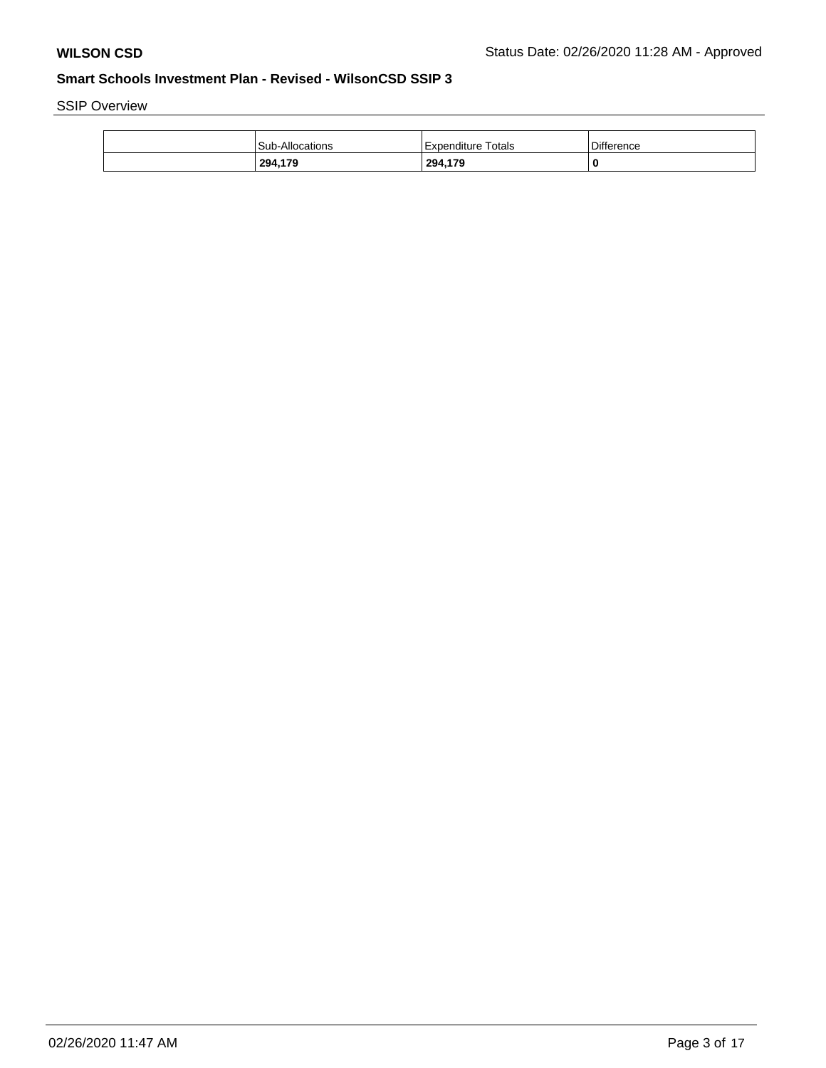**WILSON CSD**

Status Date: 02/26/2020 11:28 AM - Approved

## Smart Schools Investment Plan - Revised - WilsonCSD SSIP 3

SSIP Overview

| | Sub-Allocations | Expenditure Totals | Difference |
|---|---|---|---|
| | **294,179** | **294,179** | **0** |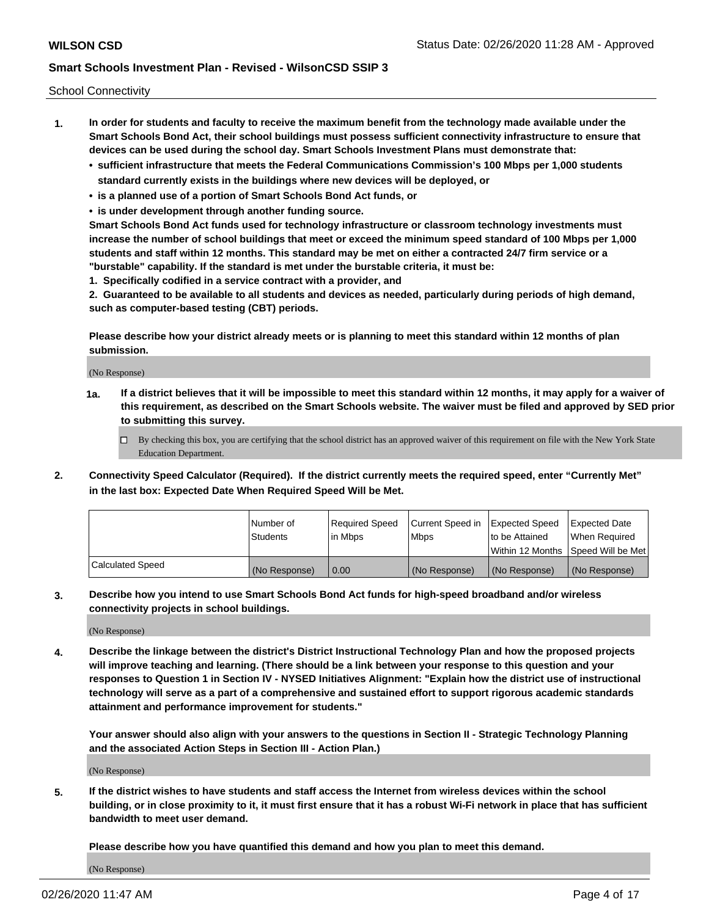School Connectivity

1. **In order for students and faculty to receive the maximum benefit from the technology made available under the Smart Schools Bond Act, their school buildings must possess sufficient connectivity infrastructure to ensure that devices can be used during the school day. Smart Schools Investment Plans must demonstrate that:**
   - **sufficient infrastructure that meets the Federal Communications Commission's 100 Mbps per 1,000 students standard currently exists in the buildings where new devices will be deployed, or**
   - **is a planned use of a portion of Smart Schools Bond Act funds, or**
   - **is under development through another funding source.**

   **Smart Schools Bond Act funds used for technology infrastructure or classroom technology investments must increase the number of school buildings that meet or exceed the minimum speed standard of 100 Mbps per 1,000 students and staff within 12 months. This standard may be met on either a contracted 24/7 firm service or a "burstable" capability. If the standard is met under the burstable criteria, it must be:**

   **1. Specifically codified in a service contract with a provider, and**

   **2. Guaranteed to be available to all students and devices as needed, particularly during periods of high demand, such as computer-based testing (CBT) periods.**

   **Please describe how your district already meets or is planning to meet this standard within 12 months of plan submission.**

   (No Response)

   **1a. If a district believes that it will be impossible to meet this standard within 12 months, it may apply for a waiver of this requirement, as described on the Smart Schools website. The waiver must be filed and approved by SED prior to submitting this survey.**

   ☐ By checking this box, you are certifying that the school district has an approved waiver of this requirement on file with the New York State Education Department.

2. **Connectivity Speed Calculator (Required). If the district currently meets the required speed, enter "Currently Met" in the last box: Expected Date When Required Speed Will be Met.**

| | Number of Students | Required Speed in Mbps | Current Speed in Mbps | Expected Speed to be Attained Within 12 Months | Expected Date When Required Speed Will be Met |
|---|---|---|---|---|---|
| Calculated Speed | (No Response) | 0.00 | (No Response) | (No Response) | (No Response) |

3. **Describe how you intend to use Smart Schools Bond Act funds for high-speed broadband and/or wireless connectivity projects in school buildings.**

   (No Response)

4. **Describe the linkage between the district's District Instructional Technology Plan and how the proposed projects will improve teaching and learning. (There should be a link between your response to this question and your responses to Question 1 in Section IV - NYSED Initiatives Alignment: "Explain how the district use of instructional technology will serve as a part of a comprehensive and sustained effort to support rigorous academic standards attainment and performance improvement for students."**

   **Your answer should also align with your answers to the questions in Section II - Strategic Technology Planning and the associated Action Steps in Section III - Action Plan.)**

   (No Response)

5. **If the district wishes to have students and staff access the Internet from wireless devices within the school building, or in close proximity to it, it must first ensure that it has a robust Wi-Fi network in place that has sufficient bandwidth to meet user demand.**

   **Please describe how you have quantified this demand and how you plan to meet this demand.**

   (No Response)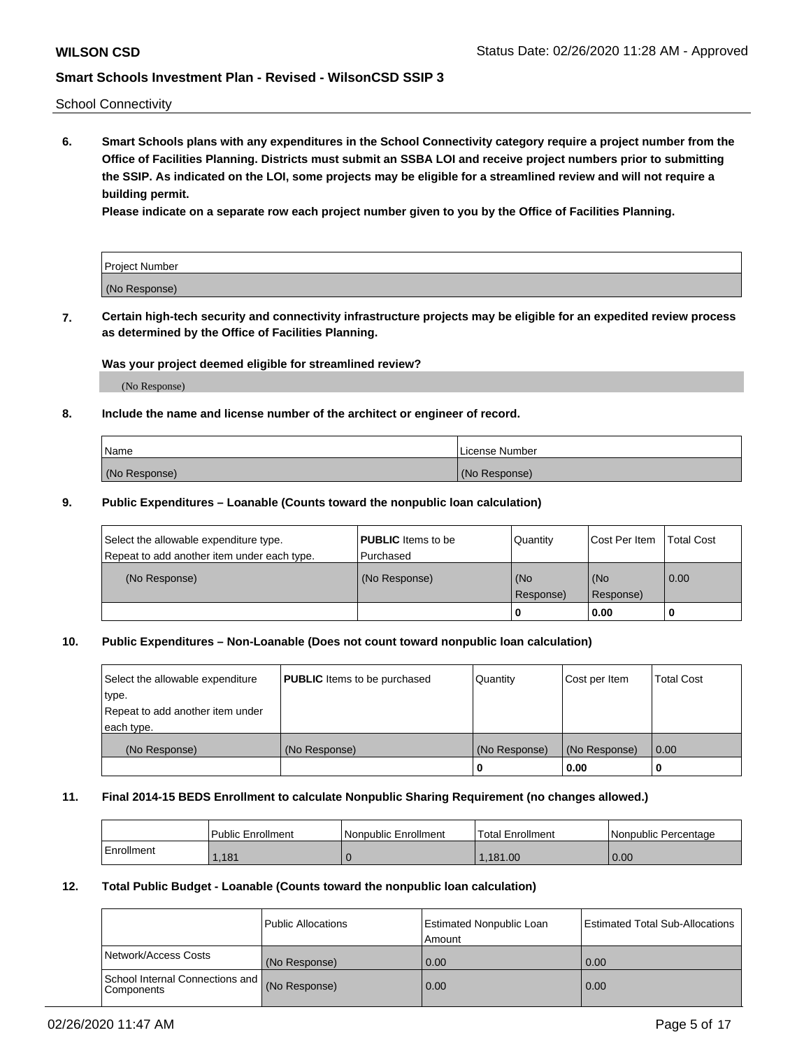School Connectivity

**6. Smart Schools plans with any expenditures in the School Connectivity category require a project number from the Office of Facilities Planning. Districts must submit an SSBA LOI and receive project numbers prior to submitting the SSIP. As indicated on the LOI, some projects may be eligible for a streamlined review and will not require a building permit.**

**Please indicate on a separate row each project number given to you by the Office of Facilities Planning.**

| Project Number |
|---|
| (No Response) |

**7. Certain high-tech security and connectivity infrastructure projects may be eligible for an expedited review process as determined by the Office of Facilities Planning.**

**Was your project deemed eligible for streamlined review?**

(No Response)

**8. Include the name and license number of the architect or engineer of record.**

| Name | License Number |
|---|---|
| (No Response) | (No Response) |

**9. Public Expenditures – Loanable (Counts toward the nonpublic loan calculation)**

| Select the allowable expenditure type. Repeat to add another item under each type. | **PUBLIC** Items to be Purchased | Quantity | Cost Per Item | Total Cost |
|---|---|---|---|---|
| (No Response) | (No Response) | (No Response) | (No Response) | 0.00 |
| | | 0 | 0.00 | 0 |

**10. Public Expenditures – Non-Loanable (Does not count toward nonpublic loan calculation)**

| Select the allowable expenditure type. Repeat to add another item under each type. | **PUBLIC** Items to be purchased | Quantity | Cost per Item | Total Cost |
|---|---|---|---|---|
| (No Response) | (No Response) | (No Response) | (No Response) | 0.00 |
| | | 0 | 0.00 | 0 |

**11. Final 2014-15 BEDS Enrollment to calculate Nonpublic Sharing Requirement (no changes allowed.)**

| | Public Enrollment | Nonpublic Enrollment | Total Enrollment | Nonpublic Percentage |
|---|---|---|---|---|
| Enrollment | 1,181 | 0 | 1,181.00 | 0.00 |

**12. Total Public Budget - Loanable (Counts toward the nonpublic loan calculation)**

| | Public Allocations | Estimated Nonpublic Loan Amount | Estimated Total Sub-Allocations |
|---|---|---|---|
| Network/Access Costs | (No Response) | 0.00 | 0.00 |
| School Internal Connections and Components | (No Response) | 0.00 | 0.00 |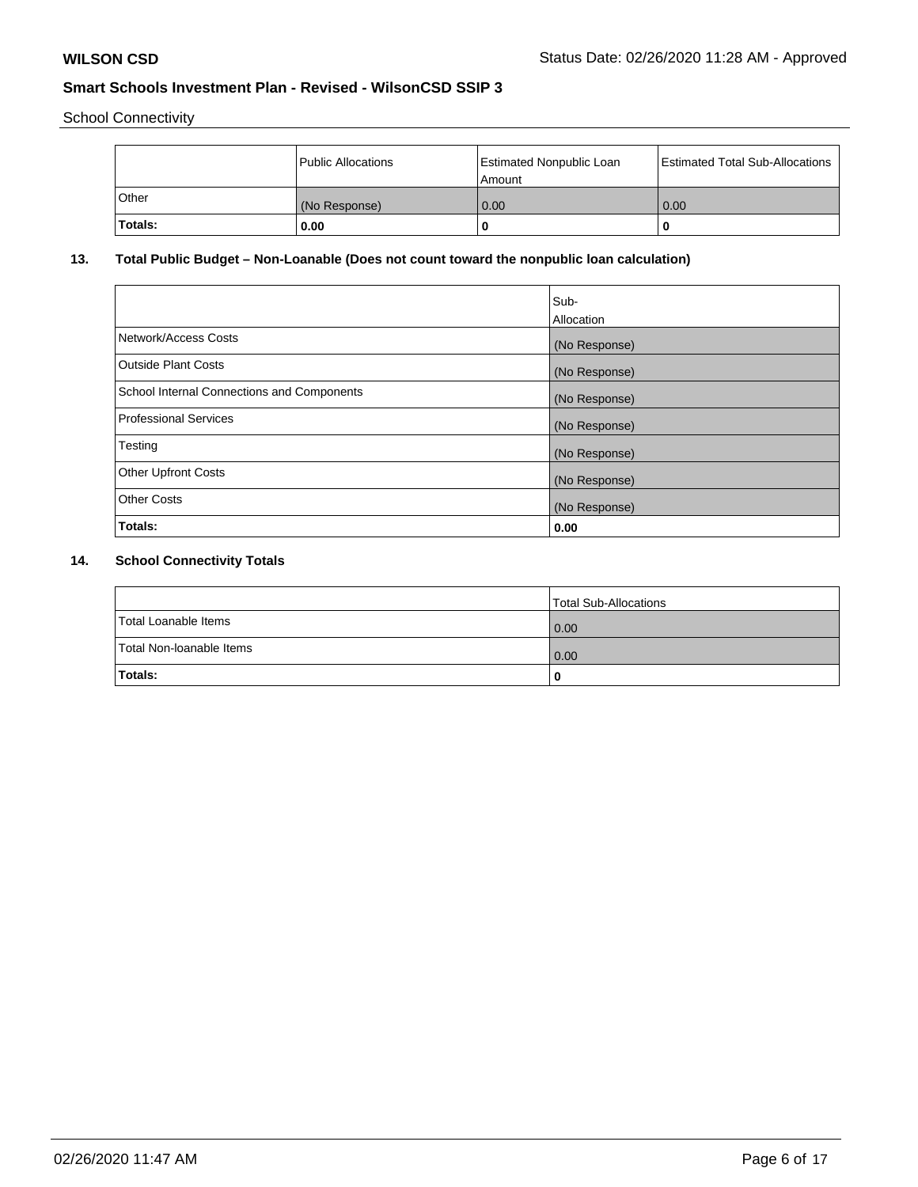School Connectivity

| | Public Allocations | Estimated Nonpublic Loan Amount | Estimated Total Sub-Allocations |
|---|---|---|---|
| Other | (No Response) | 0.00 | 0.00 |
| **Totals:** | **0.00** | **0** | **0** |

## 13. Total Public Budget – Non-Loanable (Does not count toward the nonpublic loan calculation)

| | Sub-Allocation |
|---|---|
| Network/Access Costs | (No Response) |
| Outside Plant Costs | (No Response) |
| School Internal Connections and Components | (No Response) |
| Professional Services | (No Response) |
| Testing | (No Response) |
| Other Upfront Costs | (No Response) |
| Other Costs | (No Response) |
| **Totals:** | **0.00** |

## 14. School Connectivity Totals

| | Total Sub-Allocations |
|---|---|
| Total Loanable Items | 0.00 |
| Total Non-loanable Items | 0.00 |
| **Totals:** | **0** |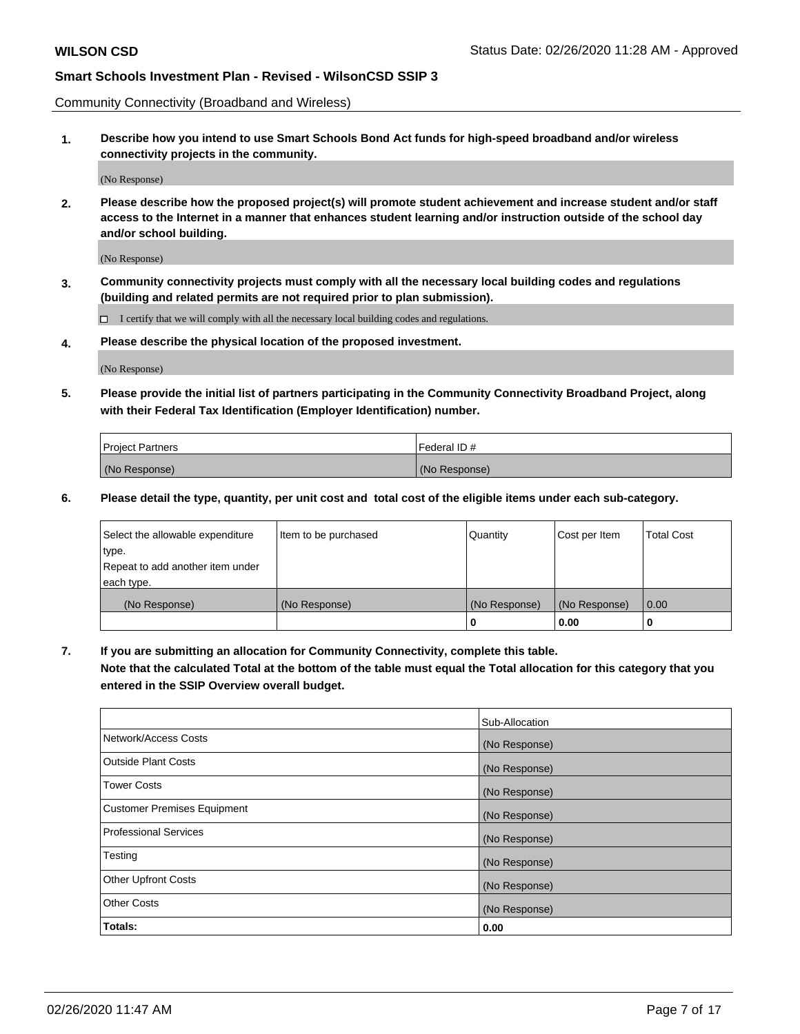Community Connectivity (Broadband and Wireless)

**1. Describe how you intend to use Smart Schools Bond Act funds for high-speed broadband and/or wireless connectivity projects in the community.**

(No Response)

**2. Please describe how the proposed project(s) will promote student achievement and increase student and/or staff access to the Internet in a manner that enhances student learning and/or instruction outside of the school day and/or school building.**

(No Response)

**3. Community connectivity projects must comply with all the necessary local building codes and regulations (building and related permits are not required prior to plan submission).**

☐ I certify that we will comply with all the necessary local building codes and regulations.

**4. Please describe the physical location of the proposed investment.**

(No Response)

**5. Please provide the initial list of partners participating in the Community Connectivity Broadband Project, along with their Federal Tax Identification (Employer Identification) number.**

| Project Partners | Federal ID # |
|---|---|
| (No Response) | (No Response) |

**6. Please detail the type, quantity, per unit cost and total cost of the eligible items under each sub-category.**

| Select the allowable expenditure type. Repeat to add another item under each type. | Item to be purchased | Quantity | Cost per Item | Total Cost |
|---|---|---|---|---|
| (No Response) | (No Response) | (No Response) | (No Response) | 0.00 |
| | | **0** | **0.00** | **0** |

**7. If you are submitting an allocation for Community Connectivity, complete this table. Note that the calculated Total at the bottom of the table must equal the Total allocation for this category that you entered in the SSIP Overview overall budget.**

| | Sub-Allocation |
|---|---|
| Network/Access Costs | (No Response) |
| Outside Plant Costs | (No Response) |
| Tower Costs | (No Response) |
| Customer Premises Equipment | (No Response) |
| Professional Services | (No Response) |
| Testing | (No Response) |
| Other Upfront Costs | (No Response) |
| Other Costs | (No Response) |
| **Totals:** | **0.00** |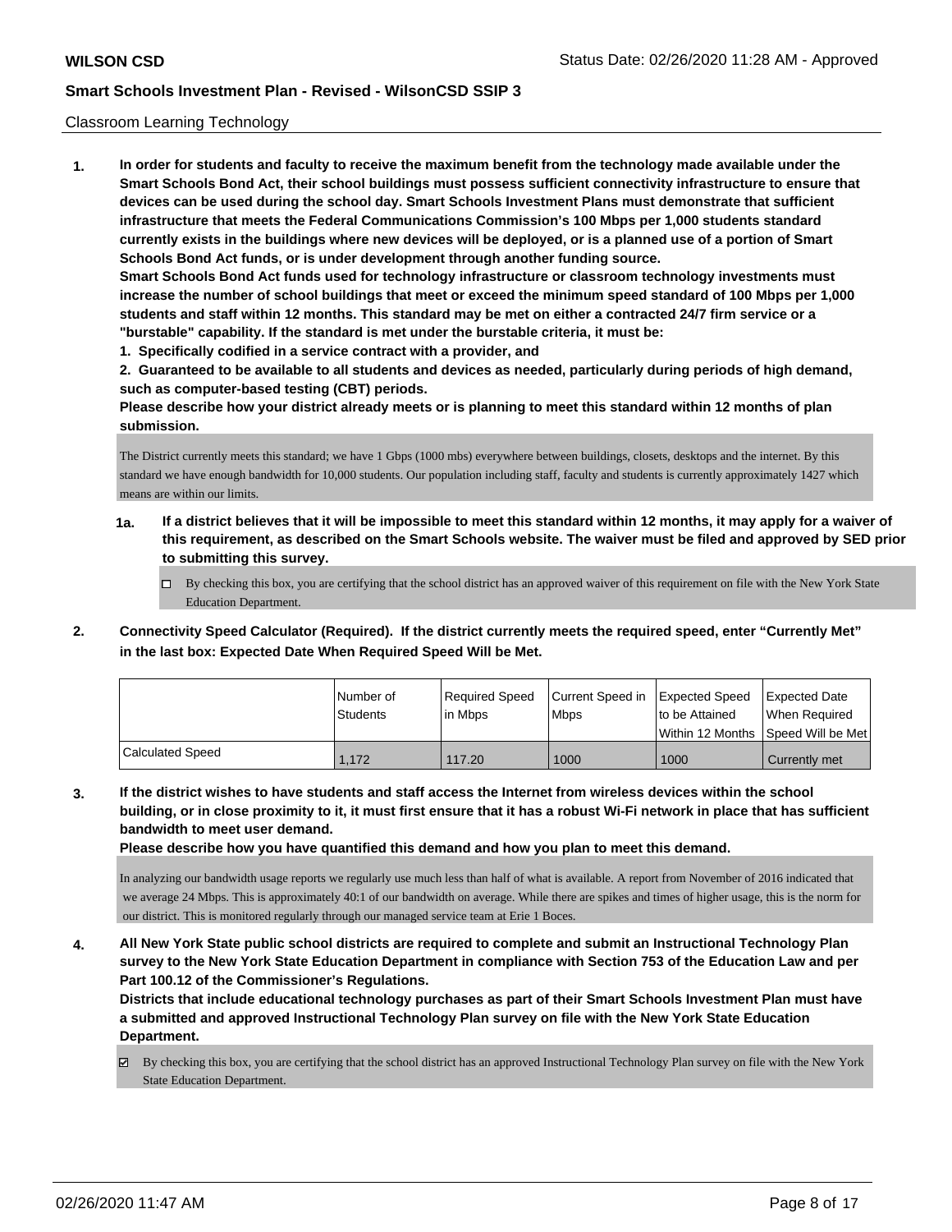Classroom Learning Technology

**1. In order for students and faculty to receive the maximum benefit from the technology made available under the Smart Schools Bond Act, their school buildings must possess sufficient connectivity infrastructure to ensure that devices can be used during the school day. Smart Schools Investment Plans must demonstrate that sufficient infrastructure that meets the Federal Communications Commission's 100 Mbps per 1,000 students standard currently exists in the buildings where new devices will be deployed, or is a planned use of a portion of Smart Schools Bond Act funds, or is under development through another funding source.**

**Smart Schools Bond Act funds used for technology infrastructure or classroom technology investments must increase the number of school buildings that meet or exceed the minimum speed standard of 100 Mbps per 1,000 students and staff within 12 months. This standard may be met on either a contracted 24/7 firm service or a "burstable" capability. If the standard is met under the burstable criteria, it must be:**

**1. Specifically codified in a service contract with a provider, and**

**2. Guaranteed to be available to all students and devices as needed, particularly during periods of high demand, such as computer-based testing (CBT) periods.**

**Please describe how your district already meets or is planning to meet this standard within 12 months of plan submission.**

The District currently meets this standard; we have 1 Gbps (1000 mbs) everywhere between buildings, closets, desktops and the internet. By this standard we have enough bandwidth for 10,000 students. Our population including staff, faculty and students is currently approximately 1427 which means are within our limits.

**1a. If a district believes that it will be impossible to meet this standard within 12 months, it may apply for a waiver of this requirement, as described on the Smart Schools website. The waiver must be filed and approved by SED prior to submitting this survey.**

☐ By checking this box, you are certifying that the school district has an approved waiver of this requirement on file with the New York State Education Department.

**2. Connectivity Speed Calculator (Required). If the district currently meets the required speed, enter "Currently Met" in the last box: Expected Date When Required Speed Will be Met.**

| | Number of Students | Required Speed in Mbps | Current Speed in Mbps | Expected Speed to be Attained Within 12 Months | Expected Date When Required Speed Will be Met |
|---|---|---|---|---|---|
| Calculated Speed | 1,172 | 117.20 | 1000 | 1000 | Currently met |

**3. If the district wishes to have students and staff access the Internet from wireless devices within the school building, or in close proximity to it, it must first ensure that it has a robust Wi-Fi network in place that has sufficient bandwidth to meet user demand.**

**Please describe how you have quantified this demand and how you plan to meet this demand.**

In analyzing our bandwidth usage reports we regularly use much less than half of what is available. A report from November of 2016 indicated that we average 24 Mbps. This is approximately 40:1 of our bandwidth on average. While there are spikes and times of higher usage, this is the norm for our district. This is monitored regularly through our managed service team at Erie 1 Boces.

**4. All New York State public school districts are required to complete and submit an Instructional Technology Plan survey to the New York State Education Department in compliance with Section 753 of the Education Law and per Part 100.12 of the Commissioner's Regulations.**

**Districts that include educational technology purchases as part of their Smart Schools Investment Plan must have a submitted and approved Instructional Technology Plan survey on file with the New York State Education Department.**

☑ By checking this box, you are certifying that the school district has an approved Instructional Technology Plan survey on file with the New York State Education Department.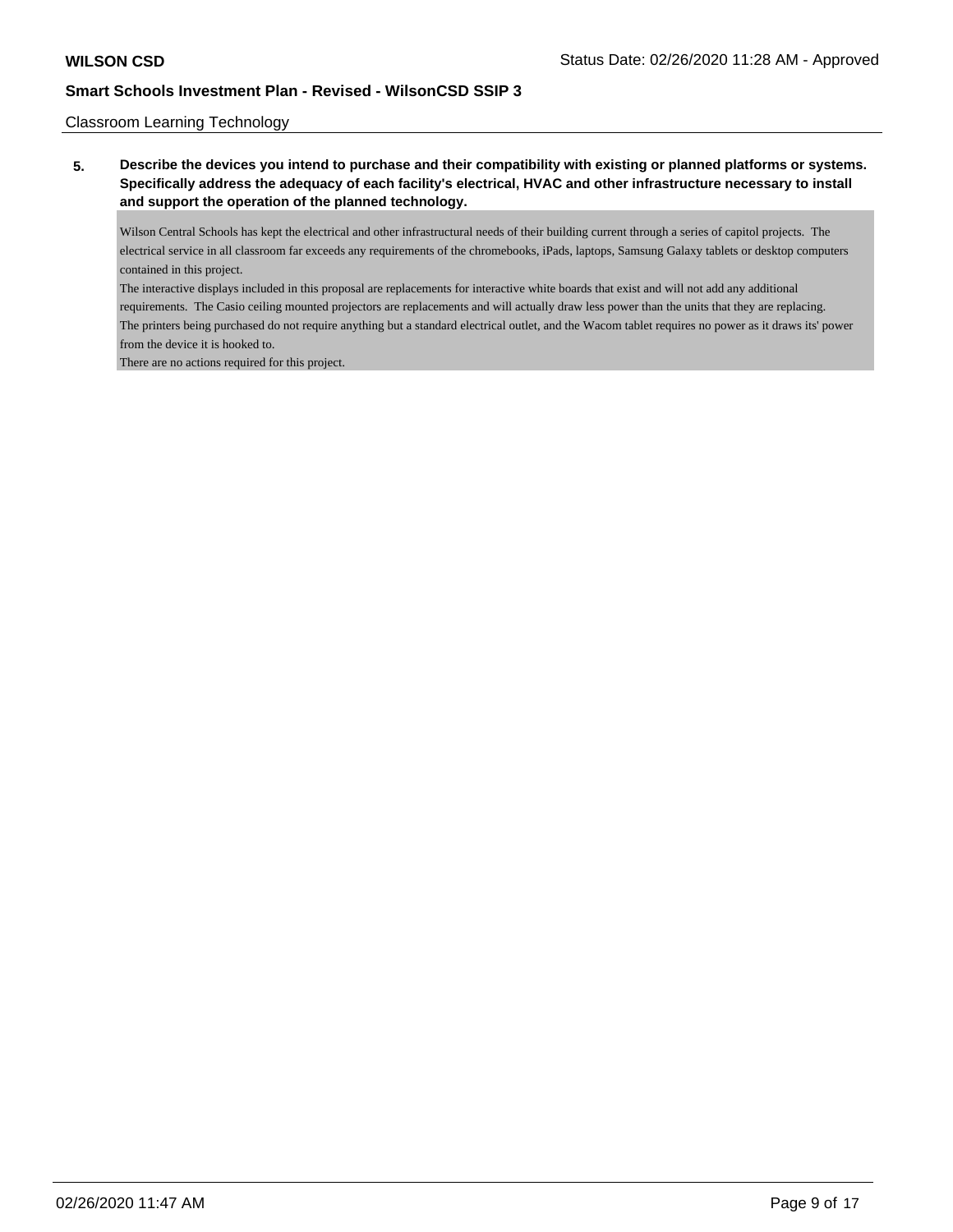## Classroom Learning Technology

**5. Describe the devices you intend to purchase and their compatibility with existing or planned platforms or systems. Specifically address the adequacy of each facility's electrical, HVAC and other infrastructure necessary to install and support the operation of the planned technology.**

Wilson Central Schools has kept the electrical and other infrastructural needs of their building current through a series of capitol projects. The electrical service in all classroom far exceeds any requirements of the chromebooks, iPads, laptops, Samsung Galaxy tablets or desktop computers contained in this project.

The interactive displays included in this proposal are replacements for interactive white boards that exist and will not add any additional requirements. The Casio ceiling mounted projectors are replacements and will actually draw less power than the units that they are replacing.

The printers being purchased do not require anything but a standard electrical outlet, and the Wacom tablet requires no power as it draws its' power from the device it is hooked to.

There are no actions required for this project.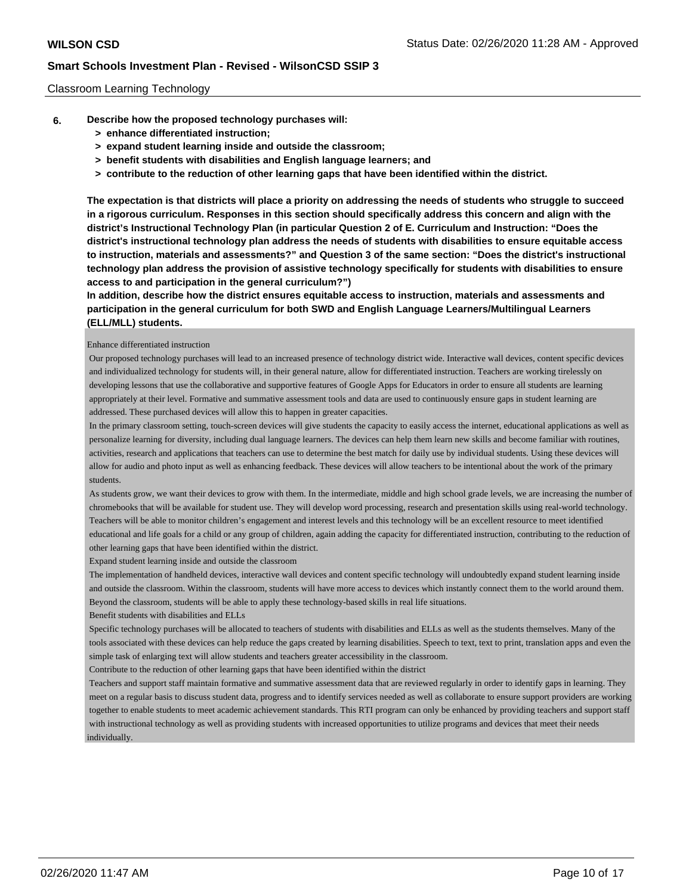Classroom Learning Technology

**6. Describe how the proposed technology purchases will:**
- **> enhance differentiated instruction;**
- **> expand student learning inside and outside the classroom;**
- **> benefit students with disabilities and English language learners; and**
- **> contribute to the reduction of other learning gaps that have been identified within the district.**

**The expectation is that districts will place a priority on addressing the needs of students who struggle to succeed in a rigorous curriculum. Responses in this section should specifically address this concern and align with the district's Instructional Technology Plan (in particular Question 2 of E. Curriculum and Instruction: "Does the district's instructional technology plan address the needs of students with disabilities to ensure equitable access to instruction, materials and assessments?" and Question 3 of the same section: "Does the district's instructional technology plan address the provision of assistive technology specifically for students with disabilities to ensure access to and participation in the general curriculum?")**

**In addition, describe how the district ensures equitable access to instruction, materials and assessments and participation in the general curriculum for both SWD and English Language Learners/Multilingual Learners (ELL/MLL) students.**

Enhance differentiated instruction

Our proposed technology purchases will lead to an increased presence of technology district wide. Interactive wall devices, content specific devices and individualized technology for students will, in their general nature, allow for differentiated instruction. Teachers are working tirelessly on developing lessons that use the collaborative and supportive features of Google Apps for Educators in order to ensure all students are learning appropriately at their level. Formative and summative assessment tools and data are used to continuously ensure gaps in student learning are addressed. These purchased devices will allow this to happen in greater capacities.

In the primary classroom setting, touch-screen devices will give students the capacity to easily access the internet, educational applications as well as personalize learning for diversity, including dual language learners. The devices can help them learn new skills and become familiar with routines, activities, research and applications that teachers can use to determine the best match for daily use by individual students. Using these devices will allow for audio and photo input as well as enhancing feedback. These devices will allow teachers to be intentional about the work of the primary students.

As students grow, we want their devices to grow with them. In the intermediate, middle and high school grade levels, we are increasing the number of chromebooks that will be available for student use. They will develop word processing, research and presentation skills using real-world technology. Teachers will be able to monitor children's engagement and interest levels and this technology will be an excellent resource to meet identified educational and life goals for a child or any group of children, again adding the capacity for differentiated instruction, contributing to the reduction of other learning gaps that have been identified within the district.

Expand student learning inside and outside the classroom

The implementation of handheld devices, interactive wall devices and content specific technology will undoubtedly expand student learning inside and outside the classroom. Within the classroom, students will have more access to devices which instantly connect them to the world around them. Beyond the classroom, students will be able to apply these technology-based skills in real life situations.

Benefit students with disabilities and ELLs

Specific technology purchases will be allocated to teachers of students with disabilities and ELLs as well as the students themselves. Many of the tools associated with these devices can help reduce the gaps created by learning disabilities. Speech to text, text to print, translation apps and even the simple task of enlarging text will allow students and teachers greater accessibility in the classroom.

Contribute to the reduction of other learning gaps that have been identified within the district

Teachers and support staff maintain formative and summative assessment data that are reviewed regularly in order to identify gaps in learning. They meet on a regular basis to discuss student data, progress and to identify services needed as well as collaborate to ensure support providers are working together to enable students to meet academic achievement standards. This RTI program can only be enhanced by providing teachers and support staff with instructional technology as well as providing students with increased opportunities to utilize programs and devices that meet their needs individually.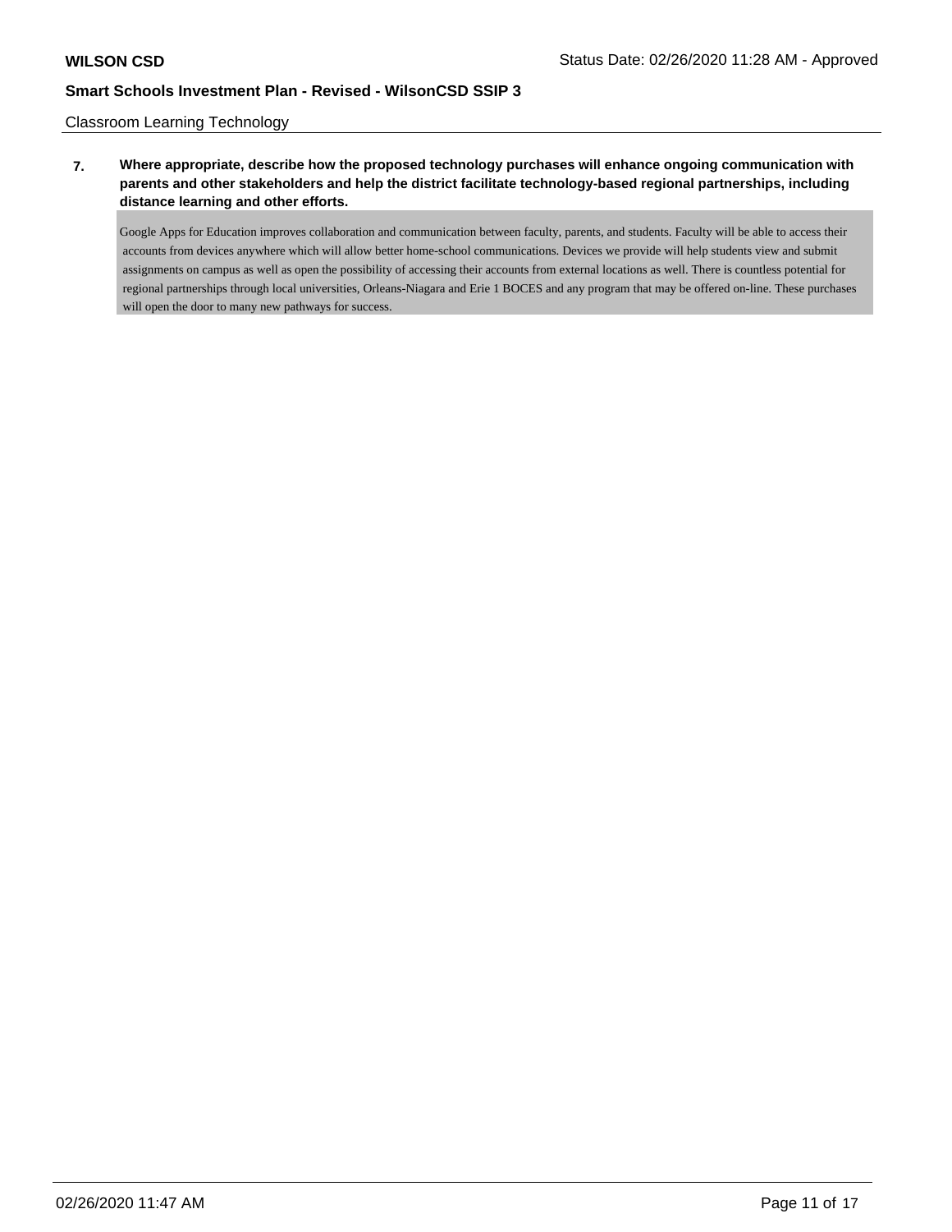Classroom Learning Technology

**7. Where appropriate, describe how the proposed technology purchases will enhance ongoing communication with parents and other stakeholders and help the district facilitate technology-based regional partnerships, including distance learning and other efforts.**

Google Apps for Education improves collaboration and communication between faculty, parents, and students. Faculty will be able to access their accounts from devices anywhere which will allow better home-school communications. Devices we provide will help students view and submit assignments on campus as well as open the possibility of accessing their accounts from external locations as well. There is countless potential for regional partnerships through local universities, Orleans-Niagara and Erie 1 BOCES and any program that may be offered on-line. These purchases will open the door to many new pathways for success.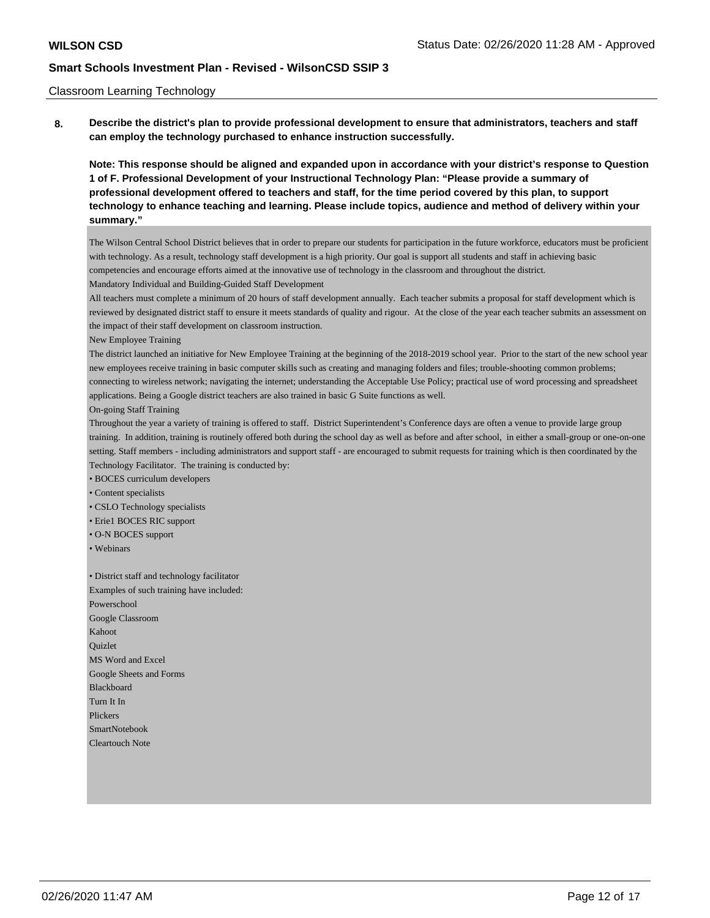Classroom Learning Technology

**8. Describe the district's plan to provide professional development to ensure that administrators, teachers and staff can employ the technology purchased to enhance instruction successfully.**

**Note: This response should be aligned and expanded upon in accordance with your district's response to Question 1 of F. Professional Development of your Instructional Technology Plan: "Please provide a summary of professional development offered to teachers and staff, for the time period covered by this plan, to support technology to enhance teaching and learning. Please include topics, audience and method of delivery within your summary."**

The Wilson Central School District believes that in order to prepare our students for participation in the future workforce, educators must be proficient with technology. As a result, technology staff development is a high priority. Our goal is support all students and staff in achieving basic competencies and encourage efforts aimed at the innovative use of technology in the classroom and throughout the district.

Mandatory Individual and Building-Guided Staff Development

All teachers must complete a minimum of 20 hours of staff development annually. Each teacher submits a proposal for staff development which is reviewed by designated district staff to ensure it meets standards of quality and rigour. At the close of the year each teacher submits an assessment on the impact of their staff development on classroom instruction.

New Employee Training

The district launched an initiative for New Employee Training at the beginning of the 2018-2019 school year. Prior to the start of the new school year new employees receive training in basic computer skills such as creating and managing folders and files; trouble-shooting common problems; connecting to wireless network; navigating the internet; understanding the Acceptable Use Policy; practical use of word processing and spreadsheet applications. Being a Google district teachers are also trained in basic G Suite functions as well.

On-going Staff Training

Throughout the year a variety of training is offered to staff. District Superintendent's Conference days are often a venue to provide large group training. In addition, training is routinely offered both during the school day as well as before and after school, in either a small-group or one-on-one setting. Staff members - including administrators and support staff - are encouraged to submit requests for training which is then coordinated by the Technology Facilitator. The training is conducted by:

- BOCES curriculum developers
- Content specialists
- CSLO Technology specialists
- Erie1 BOCES RIC support
- O-N BOCES support
- Webinars

- District staff and technology facilitator

Examples of such training have included:

Powerschool
Google Classroom
Kahoot
Quizlet
MS Word and Excel
Google Sheets and Forms
Blackboard
Turn It In
Plickers
SmartNotebook
Cleartouch Note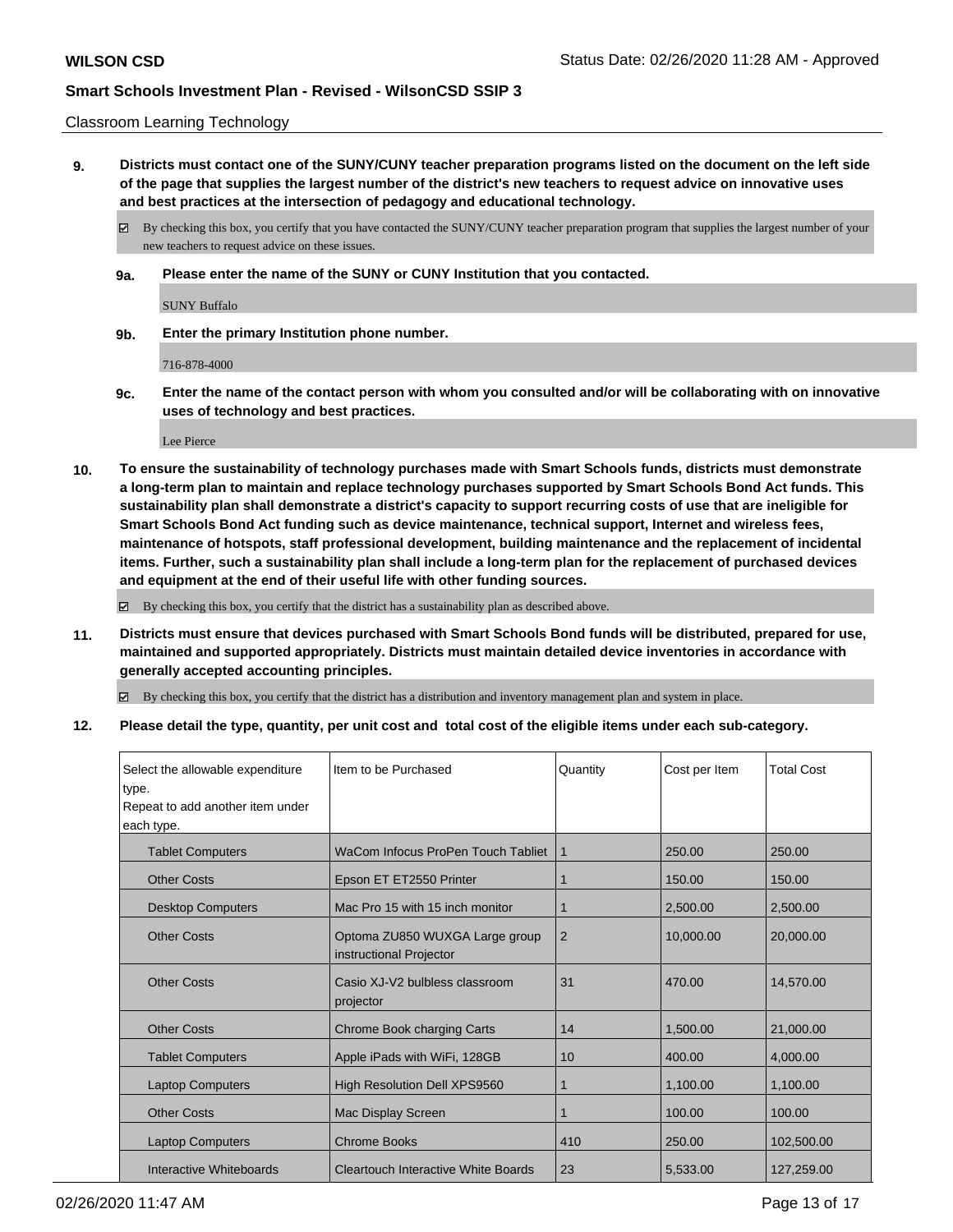Classroom Learning Technology

**9. Districts must contact one of the SUNY/CUNY teacher preparation programs listed on the document on the left side of the page that supplies the largest number of the district's new teachers to request advice on innovative uses and best practices at the intersection of pedagogy and educational technology.**

☑ By checking this box, you certify that you have contacted the SUNY/CUNY teacher preparation program that supplies the largest number of your new teachers to request advice on these issues.

**9a. Please enter the name of the SUNY or CUNY Institution that you contacted.**

SUNY Buffalo

**9b. Enter the primary Institution phone number.**

716-878-4000

**9c. Enter the name of the contact person with whom you consulted and/or will be collaborating with on innovative uses of technology and best practices.**

Lee Pierce

**10. To ensure the sustainability of technology purchases made with Smart Schools funds, districts must demonstrate a long-term plan to maintain and replace technology purchases supported by Smart Schools Bond Act funds. This sustainability plan shall demonstrate a district's capacity to support recurring costs of use that are ineligible for Smart Schools Bond Act funding such as device maintenance, technical support, Internet and wireless fees, maintenance of hotspots, staff professional development, building maintenance and the replacement of incidental items. Further, such a sustainability plan shall include a long-term plan for the replacement of purchased devices and equipment at the end of their useful life with other funding sources.**

☑ By checking this box, you certify that the district has a sustainability plan as described above.

**11. Districts must ensure that devices purchased with Smart Schools Bond funds will be distributed, prepared for use, maintained and supported appropriately. Districts must maintain detailed device inventories in accordance with generally accepted accounting principles.**

☑ By checking this box, you certify that the district has a distribution and inventory management plan and system in place.

**12. Please detail the type, quantity, per unit cost and total cost of the eligible items under each sub-category.**

| Select the allowable expenditure type. Repeat to add another item under each type. | Item to be Purchased | Quantity | Cost per Item | Total Cost |
|---|---|---|---|---|
| Tablet Computers | WaCom Infocus ProPen Touch Tabliet | 1 | 250.00 | 250.00 |
| Other Costs | Epson ET ET2550 Printer | 1 | 150.00 | 150.00 |
| Desktop Computers | Mac Pro 15 with 15 inch monitor | 1 | 2,500.00 | 2,500.00 |
| Other Costs | Optoma ZU850 WUXGA Large group instructional Projector | 2 | 10,000.00 | 20,000.00 |
| Other Costs | Casio XJ-V2 bulbless classroom projector | 31 | 470.00 | 14,570.00 |
| Other Costs | Chrome Book charging Carts | 14 | 1,500.00 | 21,000.00 |
| Tablet Computers | Apple iPads with WiFi, 128GB | 10 | 400.00 | 4,000.00 |
| Laptop Computers | High Resolution Dell XPS9560 | 1 | 1,100.00 | 1,100.00 |
| Other Costs | Mac Display Screen | 1 | 100.00 | 100.00 |
| Laptop Computers | Chrome Books | 410 | 250.00 | 102,500.00 |
| Interactive Whiteboards | Cleartouch Interactive White Boards | 23 | 5,533.00 | 127,259.00 |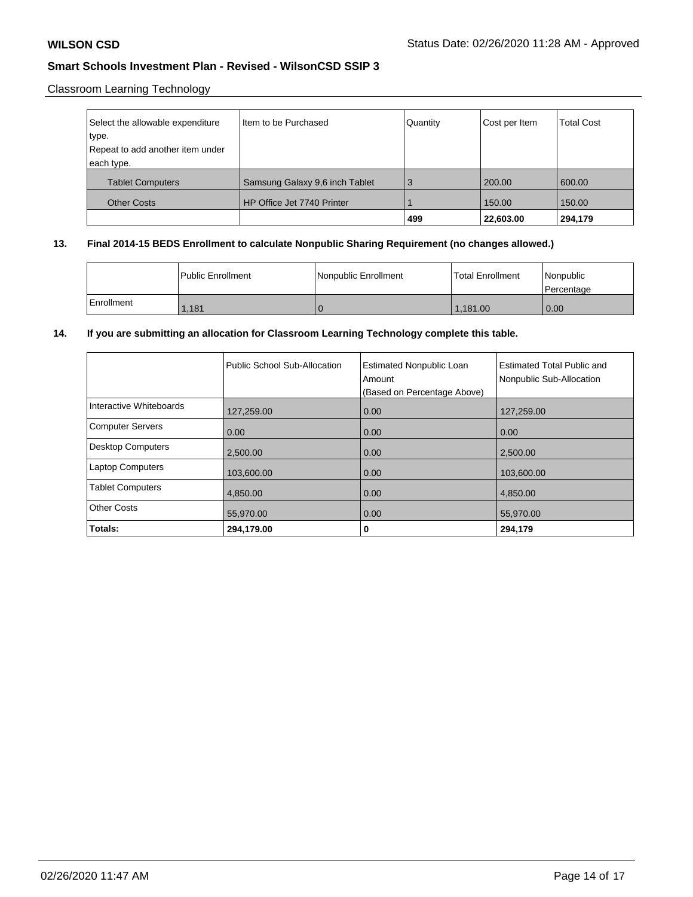Classroom Learning Technology

| Select the allowable expenditure type.<br>Repeat to add another item under each type. | Item to be Purchased | Quantity | Cost per Item | Total Cost |
|---|---|---|---|---|
| Tablet Computers | Samsung Galaxy 9,6 inch Tablet | 3 | 200.00 | 600.00 |
| Other Costs | HP Office Jet 7740 Printer | 1 | 150.00 | 150.00 |
| | | **499** | **22,603.00** | **294,179** |

**13. Final 2014-15 BEDS Enrollment to calculate Nonpublic Sharing Requirement (no changes allowed.)**

| | Public Enrollment | Nonpublic Enrollment | Total Enrollment | Nonpublic Percentage |
|---|---|---|---|---|
| Enrollment | 1,181 | 0 | 1,181.00 | 0.00 |

**14. If you are submitting an allocation for Classroom Learning Technology complete this table.**

| | Public School Sub-Allocation | Estimated Nonpublic Loan Amount (Based on Percentage Above) | Estimated Total Public and Nonpublic Sub-Allocation |
|---|---|---|---|
| Interactive Whiteboards | 127,259.00 | 0.00 | 127,259.00 |
| Computer Servers | 0.00 | 0.00 | 0.00 |
| Desktop Computers | 2,500.00 | 0.00 | 2,500.00 |
| Laptop Computers | 103,600.00 | 0.00 | 103,600.00 |
| Tablet Computers | 4,850.00 | 0.00 | 4,850.00 |
| Other Costs | 55,970.00 | 0.00 | 55,970.00 |
| **Totals:** | **294,179.00** | **0** | **294,179** |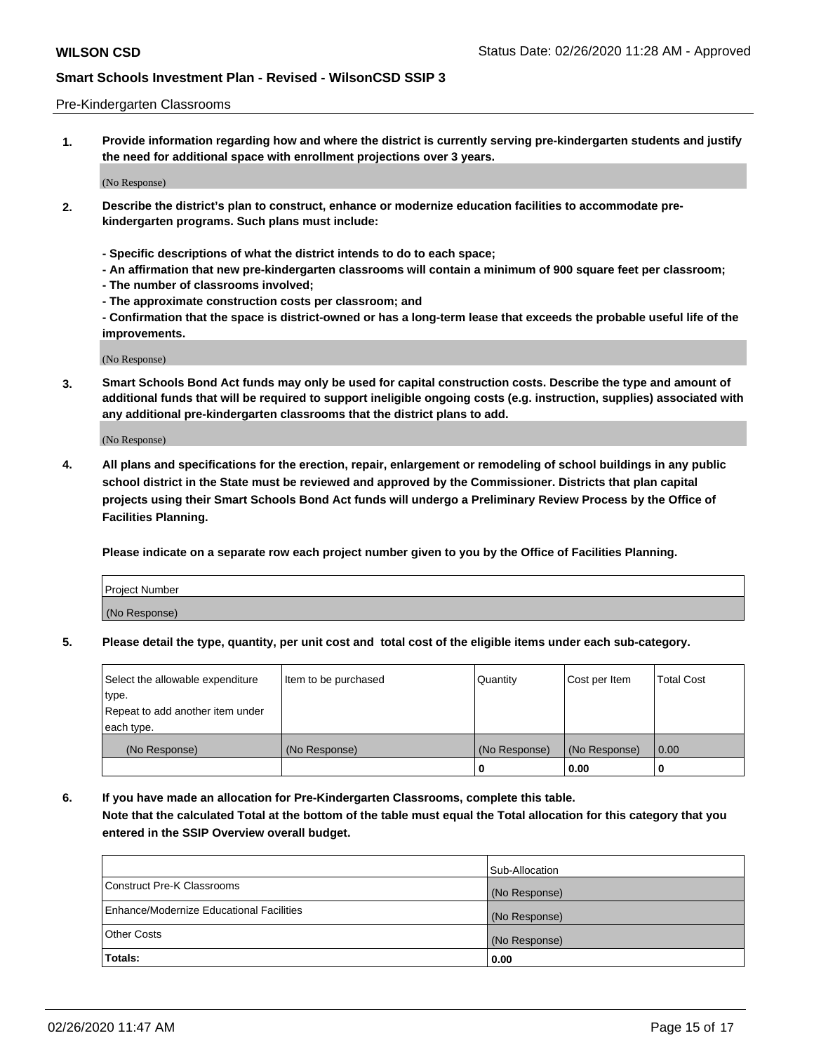Pre-Kindergarten Classrooms

**1. Provide information regarding how and where the district is currently serving pre-kindergarten students and justify the need for additional space with enrollment projections over 3 years.**

(No Response)

**2. Describe the district's plan to construct, enhance or modernize education facilities to accommodate pre-kindergarten programs. Such plans must include:**

**- Specific descriptions of what the district intends to do to each space;**
**- An affirmation that new pre-kindergarten classrooms will contain a minimum of 900 square feet per classroom;**
**- The number of classrooms involved;**
**- The approximate construction costs per classroom; and**
**- Confirmation that the space is district-owned or has a long-term lease that exceeds the probable useful life of the improvements.**

(No Response)

**3. Smart Schools Bond Act funds may only be used for capital construction costs. Describe the type and amount of additional funds that will be required to support ineligible ongoing costs (e.g. instruction, supplies) associated with any additional pre-kindergarten classrooms that the district plans to add.**

(No Response)

**4. All plans and specifications for the erection, repair, enlargement or remodeling of school buildings in any public school district in the State must be reviewed and approved by the Commissioner. Districts that plan capital projects using their Smart Schools Bond Act funds will undergo a Preliminary Review Process by the Office of Facilities Planning.**

**Please indicate on a separate row each project number given to you by the Office of Facilities Planning.**

| Project Number |
|---|
| (No Response) |

**5. Please detail the type, quantity, per unit cost and total cost of the eligible items under each sub-category.**

| Select the allowable expenditure type. Repeat to add another item under each type. | Item to be purchased | Quantity | Cost per Item | Total Cost |
|---|---|---|---|---|
| (No Response) | (No Response) | (No Response) | (No Response) | 0.00 |
| | | 0 | 0.00 | 0 |

**6. If you have made an allocation for Pre-Kindergarten Classrooms, complete this table. Note that the calculated Total at the bottom of the table must equal the Total allocation for this category that you entered in the SSIP Overview overall budget.**

| | Sub-Allocation |
|---|---|
| Construct Pre-K Classrooms | (No Response) |
| Enhance/Modernize Educational Facilities | (No Response) |
| Other Costs | (No Response) |
| **Totals:** | **0.00** |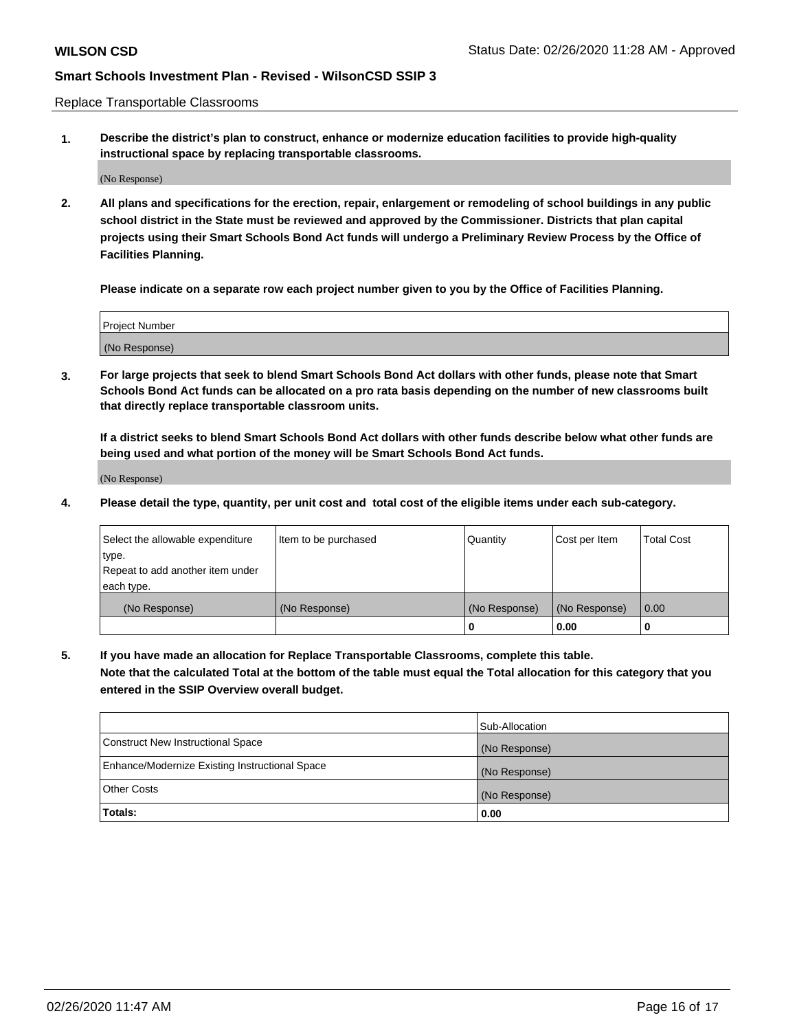**WILSON CSD** Status Date: 02/26/2020 11:28 AM - Approved

## Smart Schools Investment Plan - Revised - WilsonCSD SSIP 3

Replace Transportable Classrooms

**1. Describe the district's plan to construct, enhance or modernize education facilities to provide high-quality instructional space by replacing transportable classrooms.**

(No Response)

**2. All plans and specifications for the erection, repair, enlargement or remodeling of school buildings in any public school district in the State must be reviewed and approved by the Commissioner. Districts that plan capital projects using their Smart Schools Bond Act funds will undergo a Preliminary Review Process by the Office of Facilities Planning.**

**Please indicate on a separate row each project number given to you by the Office of Facilities Planning.**

| Project Number |
|---|
| (No Response) |

**3. For large projects that seek to blend Smart Schools Bond Act dollars with other funds, please note that Smart Schools Bond Act funds can be allocated on a pro rata basis depending on the number of new classrooms built that directly replace transportable classroom units.**

**If a district seeks to blend Smart Schools Bond Act dollars with other funds describe below what other funds are being used and what portion of the money will be Smart Schools Bond Act funds.**

(No Response)

**4. Please detail the type, quantity, per unit cost and total cost of the eligible items under each sub-category.**

| Select the allowable expenditure type. Repeat to add another item under each type. | Item to be purchased | Quantity | Cost per Item | Total Cost |
|---|---|---|---|---|
| (No Response) | (No Response) | (No Response) | (No Response) | 0.00 |
| | | **0** | **0.00** | **0** |

**5. If you have made an allocation for Replace Transportable Classrooms, complete this table. Note that the calculated Total at the bottom of the table must equal the Total allocation for this category that you entered in the SSIP Overview overall budget.**

| | Sub-Allocation |
|---|---|
| Construct New Instructional Space | (No Response) |
| Enhance/Modernize Existing Instructional Space | (No Response) |
| Other Costs | (No Response) |
| **Totals:** | **0.00** |

02/26/2020 11:47 AM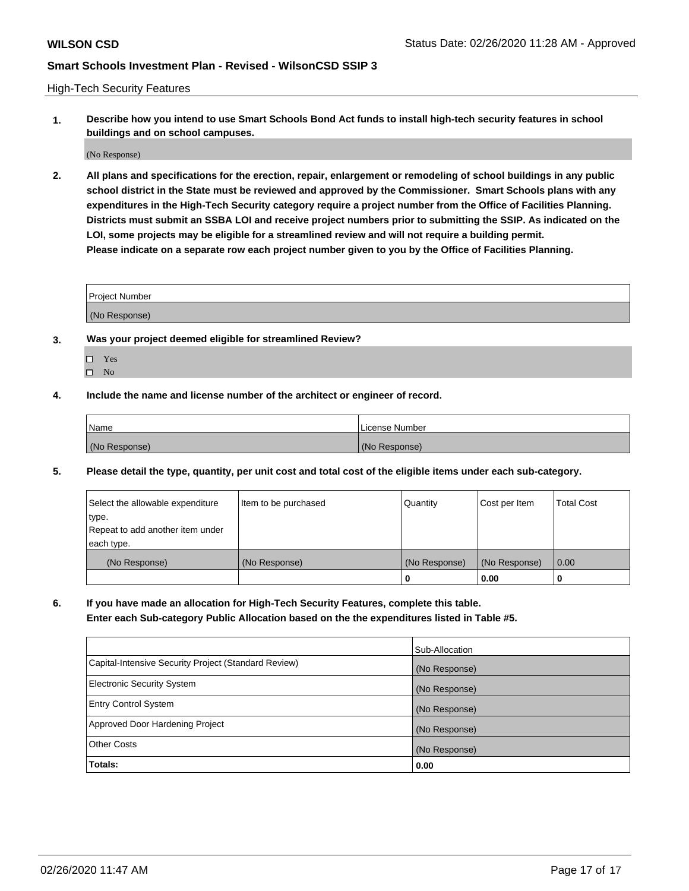High-Tech Security Features

**1. Describe how you intend to use Smart Schools Bond Act funds to install high-tech security features in school buildings and on school campuses.**

(No Response)

**2. All plans and specifications for the erection, repair, enlargement or remodeling of school buildings in any public school district in the State must be reviewed and approved by the Commissioner. Smart Schools plans with any expenditures in the High-Tech Security category require a project number from the Office of Facilities Planning. Districts must submit an SSBA LOI and receive project numbers prior to submitting the SSIP. As indicated on the LOI, some projects may be eligible for a streamlined review and will not require a building permit. Please indicate on a separate row each project number given to you by the Office of Facilities Planning.**

| Project Number |
| --- |
| (No Response) |

**3. Was your project deemed eligible for streamlined Review?**

- ☐ Yes
- ☐ No

**4. Include the name and license number of the architect or engineer of record.**

| Name | License Number |
| --- | --- |
| (No Response) | (No Response) |

**5. Please detail the type, quantity, per unit cost and total cost of the eligible items under each sub-category.**

| Select the allowable expenditure type. Repeat to add another item under each type. | Item to be purchased | Quantity | Cost per Item | Total Cost |
| --- | --- | --- | --- | --- |
| (No Response) | (No Response) | (No Response) | (No Response) | 0.00 |
| | | 0 | 0.00 | 0 |

**6. If you have made an allocation for High-Tech Security Features, complete this table. Enter each Sub-category Public Allocation based on the the expenditures listed in Table #5.**

| | Sub-Allocation |
| --- | --- |
| Capital-Intensive Security Project (Standard Review) | (No Response) |
| Electronic Security System | (No Response) |
| Entry Control System | (No Response) |
| Approved Door Hardening Project | (No Response) |
| Other Costs | (No Response) |
| **Totals:** | **0.00** |